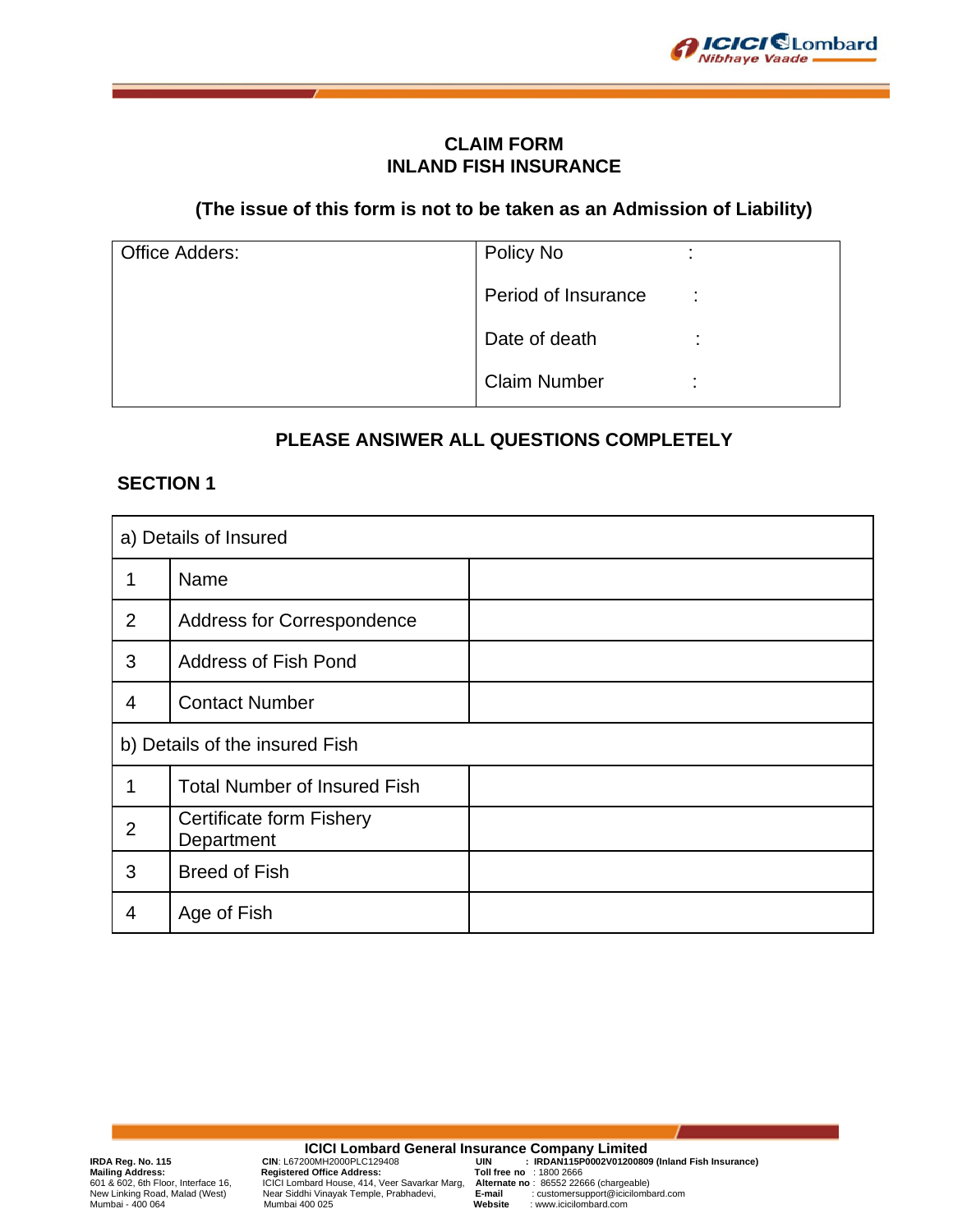# CLAIM FORM
# INLAND FISH INSURANCE

**(The issue of this form is not to be taken as an Admission of Liability)**

| | |
|---|---|
| Office Adders: | Policy No : <br> Period of Insurance : <br> Date of death : <br> Claim Number : |

**PLEASE ANSIWER ALL QUESTIONS COMPLETELY**

## SECTION 1

| | | |
|---|---|---|
| a) Details of Insured | | |
| 1 | Name | |
| 2 | Address for Correspondence | |
| 3 | Address of Fish Pond | |
| 4 | Contact Number | |
| b) Details of the insured Fish | | |
| 1 | Total Number of Insured Fish | |
| 2 | Certificate form Fishery Department | |
| 3 | Breed of Fish | |
| 4 | Age of Fish | |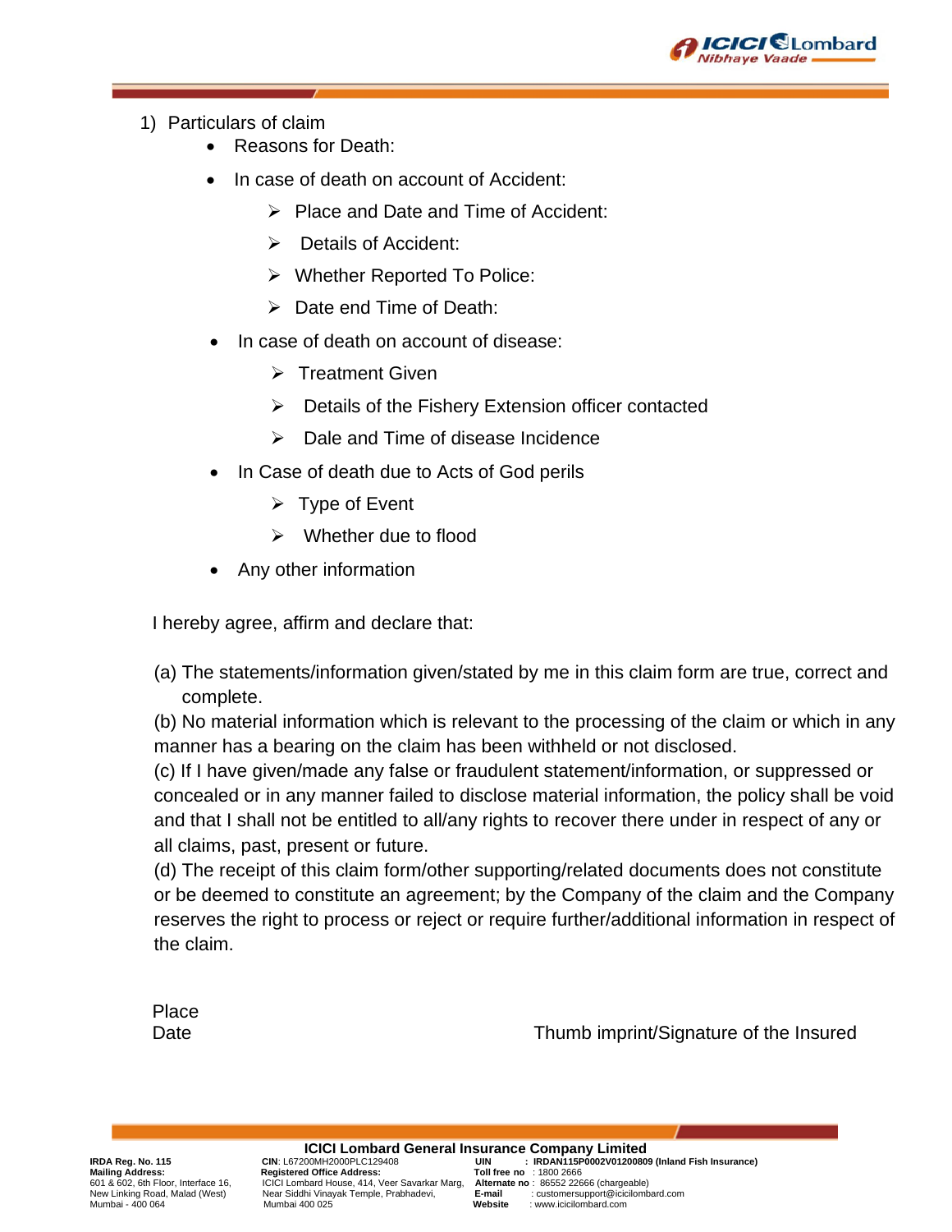1) Particulars of claim
   - Reasons for Death:
   - In case of death on account of Accident:
     - ➢ Place and Date and Time of Accident:
     - ➢ Details of Accident:
     - ➢ Whether Reported To Police:
     - ➢ Date end Time of Death:
   - In case of death on account of disease:
     - ➢ Treatment Given
     - ➢ Details of the Fishery Extension officer contacted
     - ➢ Dale and Time of disease Incidence
   - In Case of death due to Acts of God perils
     - ➢ Type of Event
     - ➢ Whether due to flood
   - Any other information

I hereby agree, affirm and declare that:

(a) The statements/information given/stated by me in this claim form are true, correct and complete.

(b) No material information which is relevant to the processing of the claim or which in any manner has a bearing on the claim has been withheld or not disclosed.

(c) If I have given/made any false or fraudulent statement/information, or suppressed or concealed or in any manner failed to disclose material information, the policy shall be void and that I shall not be entitled to all/any rights to recover there under in respect of any or all claims, past, present or future.

(d) The receipt of this claim form/other supporting/related documents does not constitute or be deemed to constitute an agreement; by the Company of the claim and the Company reserves the right to process or reject or require further/additional information in respect of the claim.

Place

Date

Thumb imprint/Signature of the Insured

**ICICI Lombard General Insurance Company Limited**

**IRDA Reg. No. 115**
**Mailing Address:**
601 & 602, 6th Floor, Interface 16,
New Linking Road, Malad (West)
Mumbai - 400 064

**CIN**: L67200MH2000PLC129408
**Registered Office Address:**
ICICI Lombard House, 414, Veer Savarkar Marg,
Near Siddhi Vinayak Temple, Prabhadevi,
Mumbai 400 025

**UIN** : **IRDAN115P0002V01200809 (Inland Fish Insurance)**
**Toll free no** : 1800 2666
**Alternate no** : 86552 22666 (chargeable)
**E-mail** : customersupport@icicilombard.com
**Website** : www.icicilombard.com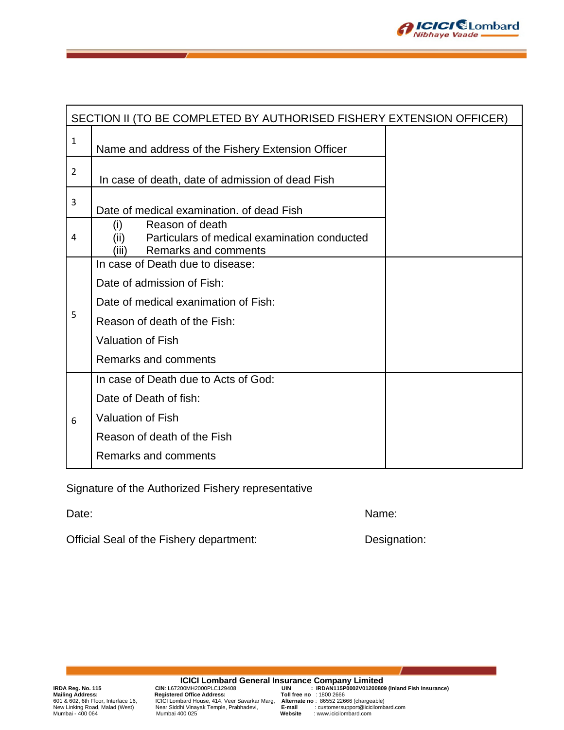| SECTION II (TO BE COMPLETED BY AUTHORISED FISHERY EXTENSION OFFICER) | | |
|---|---|---|
| 1 | Name and address of the Fishery Extension Officer | |
| 2 | In case of death, date of admission of dead Fish | |
| 3 | Date of medical examination. of dead Fish | |
| 4 | (i) Reason of death<br>(ii) Particulars of medical examination conducted<br>(iii) Remarks and comments | |
| 5 | In case of Death due to disease:<br>Date of admission of Fish:<br>Date of medical exanimation of Fish:<br>Reason of death of the Fish:<br>Valuation of Fish<br>Remarks and comments | |
| 6 | In case of Death due to Acts of God:<br>Date of Death of fish:<br>Valuation of Fish<br>Reason of death of the Fish<br>Remarks and comments | |

Signature of the Authorized Fishery representative

Date: Name:

Official Seal of the Fishery department: Designation:

**ICICI Lombard General Insurance Company Limited**

**IRDA Reg. No. 115**
**Mailing Address:**
601 & 602, 6th Floor, Interface 16,
New Linking Road, Malad (West)
Mumbai - 400 064

**CIN**: L67200MH2000PLC129408
**Registered Office Address:**
ICICI Lombard House, 414, Veer Savarkar Marg,
Near Siddhi Vinayak Temple, Prabhadevi,
Mumbai 400 025

**UIN : IRDAN115P0002V01200809 (Inland Fish Insurance)**
**Toll free no** : 1800 2666
**Alternate no** : 86552 22666 (chargeable)
**E-mail** : customersupport@icicilombard.com
**Website** : www.icicilombard.com